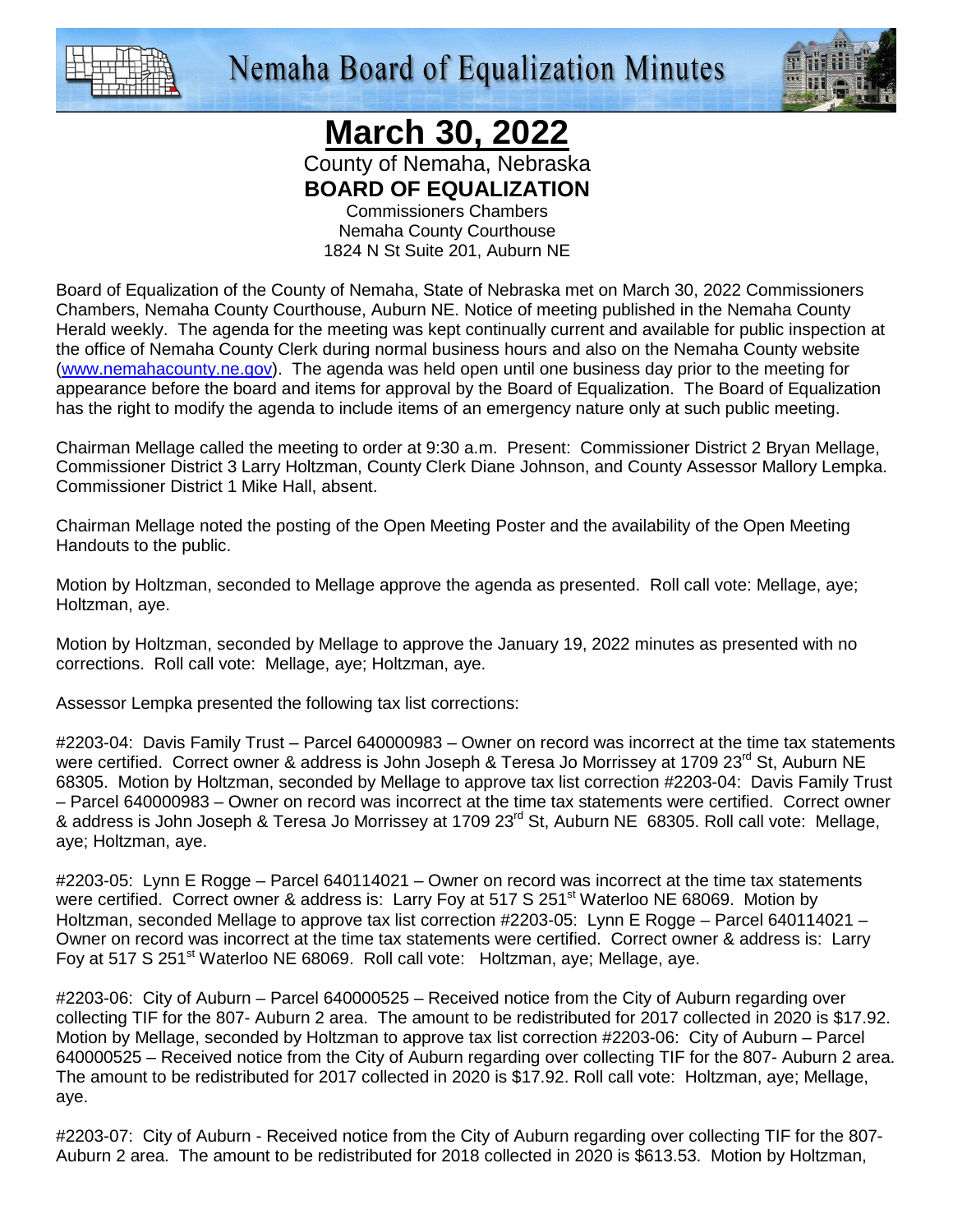# March 30, 2022

County of Nemaha, Nebraska
**BOARD OF EQUALIZATION**
Commissioners Chambers
Nemaha County Courthouse
1824 N St Suite 201, Auburn NE

Board of Equalization of the County of Nemaha, State of Nebraska met on March 30, 2022 Commissioners Chambers, Nemaha County Courthouse, Auburn NE. Notice of meeting published in the Nemaha County Herald weekly. The agenda for the meeting was kept continually current and available for public inspection at the office of Nemaha County Clerk during normal business hours and also on the Nemaha County website (www.nemahacounty.ne.gov). The agenda was held open until one business day prior to the meeting for appearance before the board and items for approval by the Board of Equalization. The Board of Equalization has the right to modify the agenda to include items of an emergency nature only at such public meeting.

Chairman Mellage called the meeting to order at 9:30 a.m. Present: Commissioner District 2 Bryan Mellage, Commissioner District 3 Larry Holtzman, County Clerk Diane Johnson, and County Assessor Mallory Lempka. Commissioner District 1 Mike Hall, absent.

Chairman Mellage noted the posting of the Open Meeting Poster and the availability of the Open Meeting Handouts to the public.

Motion by Holtzman, seconded to Mellage approve the agenda as presented. Roll call vote: Mellage, aye; Holtzman, aye.

Motion by Holtzman, seconded by Mellage to approve the January 19, 2022 minutes as presented with no corrections. Roll call vote: Mellage, aye; Holtzman, aye.

Assessor Lempka presented the following tax list corrections:

#2203-04: Davis Family Trust – Parcel 640000983 – Owner on record was incorrect at the time tax statements were certified. Correct owner & address is John Joseph & Teresa Jo Morrissey at 1709 23rd St, Auburn NE 68305. Motion by Holtzman, seconded by Mellage to approve tax list correction #2203-04: Davis Family Trust – Parcel 640000983 – Owner on record was incorrect at the time tax statements were certified. Correct owner & address is John Joseph & Teresa Jo Morrissey at 1709 23rd St, Auburn NE 68305. Roll call vote: Mellage, aye; Holtzman, aye.

#2203-05: Lynn E Rogge – Parcel 640114021 – Owner on record was incorrect at the time tax statements were certified. Correct owner & address is: Larry Foy at 517 S 251st Waterloo NE 68069. Motion by Holtzman, seconded Mellage to approve tax list correction #2203-05: Lynn E Rogge – Parcel 640114021 – Owner on record was incorrect at the time tax statements were certified. Correct owner & address is: Larry Foy at 517 S 251st Waterloo NE 68069. Roll call vote: Holtzman, aye; Mellage, aye.

#2203-06: City of Auburn – Parcel 640000525 – Received notice from the City of Auburn regarding over collecting TIF for the 807- Auburn 2 area. The amount to be redistributed for 2017 collected in 2020 is $17.92. Motion by Mellage, seconded by Holtzman to approve tax list correction #2203-06: City of Auburn – Parcel 640000525 – Received notice from the City of Auburn regarding over collecting TIF for the 807- Auburn 2 area. The amount to be redistributed for 2017 collected in 2020 is $17.92. Roll call vote: Holtzman, aye; Mellage, aye.

#2203-07: City of Auburn - Received notice from the City of Auburn regarding over collecting TIF for the 807- Auburn 2 area. The amount to be redistributed for 2018 collected in 2020 is $613.53. Motion by Holtzman,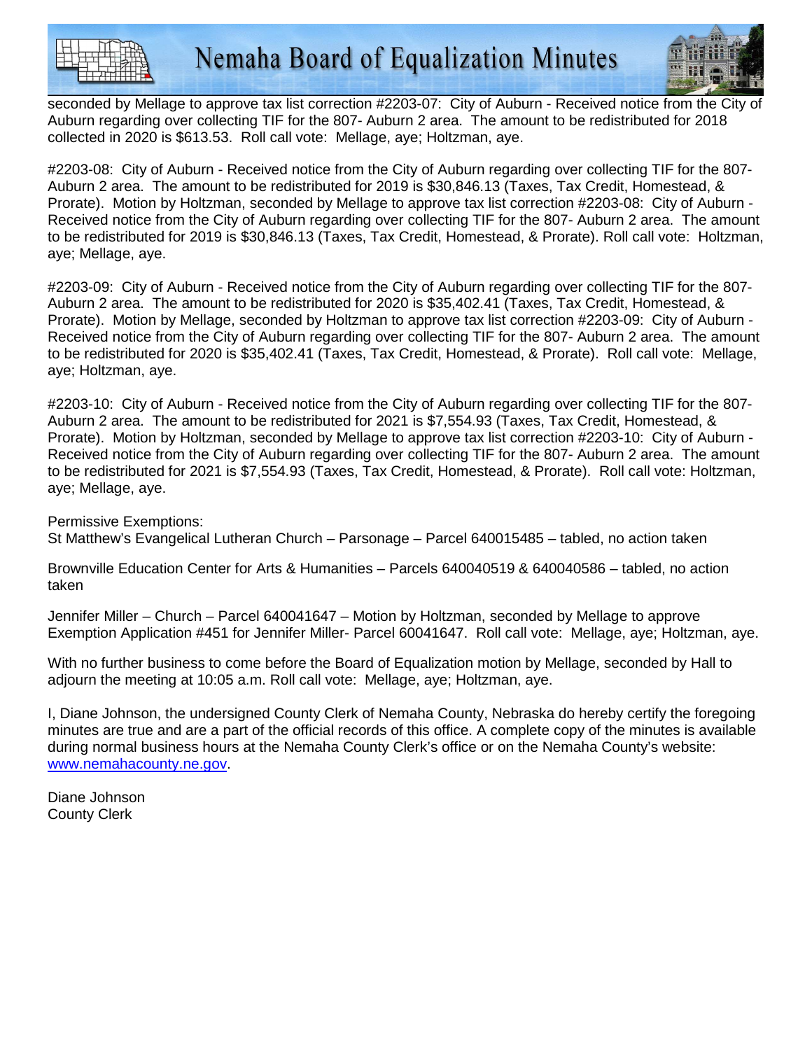seconded by Mellage to approve tax list correction #2203-07: City of Auburn - Received notice from the City of Auburn regarding over collecting TIF for the 807- Auburn 2 area. The amount to be redistributed for 2018 collected in 2020 is $613.53. Roll call vote: Mellage, aye; Holtzman, aye.

#2203-08: City of Auburn - Received notice from the City of Auburn regarding over collecting TIF for the 807- Auburn 2 area. The amount to be redistributed for 2019 is $30,846.13 (Taxes, Tax Credit, Homestead, & Prorate). Motion by Holtzman, seconded by Mellage to approve tax list correction #2203-08: City of Auburn - Received notice from the City of Auburn regarding over collecting TIF for the 807- Auburn 2 area. The amount to be redistributed for 2019 is $30,846.13 (Taxes, Tax Credit, Homestead, & Prorate). Roll call vote: Holtzman, aye; Mellage, aye.

#2203-09: City of Auburn - Received notice from the City of Auburn regarding over collecting TIF for the 807- Auburn 2 area. The amount to be redistributed for 2020 is $35,402.41 (Taxes, Tax Credit, Homestead, & Prorate). Motion by Mellage, seconded by Holtzman to approve tax list correction #2203-09: City of Auburn - Received notice from the City of Auburn regarding over collecting TIF for the 807- Auburn 2 area. The amount to be redistributed for 2020 is $35,402.41 (Taxes, Tax Credit, Homestead, & Prorate). Roll call vote: Mellage, aye; Holtzman, aye.

#2203-10: City of Auburn - Received notice from the City of Auburn regarding over collecting TIF for the 807- Auburn 2 area. The amount to be redistributed for 2021 is $7,554.93 (Taxes, Tax Credit, Homestead, & Prorate). Motion by Holtzman, seconded by Mellage to approve tax list correction #2203-10: City of Auburn - Received notice from the City of Auburn regarding over collecting TIF for the 807- Auburn 2 area. The amount to be redistributed for 2021 is $7,554.93 (Taxes, Tax Credit, Homestead, & Prorate). Roll call vote: Holtzman, aye; Mellage, aye.

Permissive Exemptions:
St Matthew's Evangelical Lutheran Church – Parsonage – Parcel 640015485 – tabled, no action taken

Brownville Education Center for Arts & Humanities – Parcels 640040519 & 640040586 – tabled, no action taken

Jennifer Miller – Church – Parcel 640041647 – Motion by Holtzman, seconded by Mellage to approve Exemption Application #451 for Jennifer Miller- Parcel 60041647. Roll call vote: Mellage, aye; Holtzman, aye.

With no further business to come before the Board of Equalization motion by Mellage, seconded by Hall to adjourn the meeting at 10:05 a.m. Roll call vote: Mellage, aye; Holtzman, aye.

I, Diane Johnson, the undersigned County Clerk of Nemaha County, Nebraska do hereby certify the foregoing minutes are true and are a part of the official records of this office. A complete copy of the minutes is available during normal business hours at the Nemaha County Clerk's office or on the Nemaha County's website: www.nemahacounty.ne.gov.

Diane Johnson
County Clerk